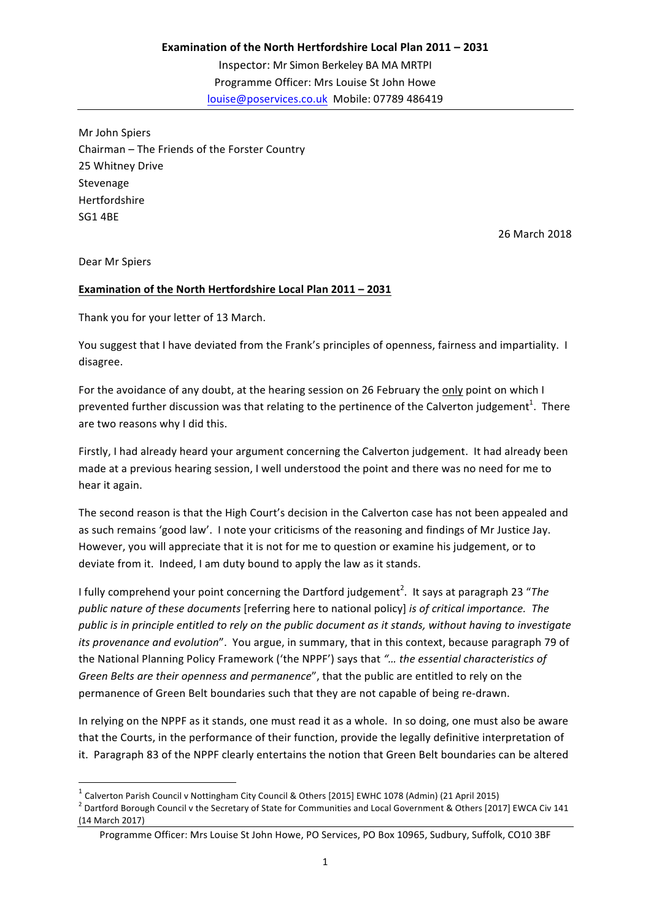**Examination of the North Hertfordshire Local Plan 2011 – 2031**

Inspector: Mr Simon Berkeley BA MA MRTPI
Programme Officer: Mrs Louise St John Howe
louise@poservices.co.uk Mobile: 07789 486419

Mr John Spiers
Chairman – The Friends of the Forster Country
25 Whitney Drive
Stevenage
Hertfordshire
SG1 4BE

26 March 2018

Dear Mr Spiers

**Examination of the North Hertfordshire Local Plan 2011 – 2031**

Thank you for your letter of 13 March.

You suggest that I have deviated from the Frank's principles of openness, fairness and impartiality. I disagree.

For the avoidance of any doubt, at the hearing session on 26 February the only point on which I prevented further discussion was that relating to the pertinence of the Calverton judgement[1]. There are two reasons why I did this.

Firstly, I had already heard your argument concerning the Calverton judgement. It had already been made at a previous hearing session, I well understood the point and there was no need for me to hear it again.

The second reason is that the High Court's decision in the Calverton case has not been appealed and as such remains 'good law'. I note your criticisms of the reasoning and findings of Mr Justice Jay. However, you will appreciate that it is not for me to question or examine his judgement, or to deviate from it. Indeed, I am duty bound to apply the law as it stands.

I fully comprehend your point concerning the Dartford judgement[2]. It says at paragraph 23 "*The public nature of these documents* [referring here to national policy] *is of critical importance. The public is in principle entitled to rely on the public document as it stands, without having to investigate its provenance and evolution*". You argue, in summary, that in this context, because paragraph 79 of the National Planning Policy Framework ('the NPPF') says that *"… the essential characteristics of Green Belts are their openness and permanence*", that the public are entitled to rely on the permanence of Green Belt boundaries such that they are not capable of being re-drawn.

In relying on the NPPF as it stands, one must read it as a whole. In so doing, one must also be aware that the Courts, in the performance of their function, provide the legally definitive interpretation of it. Paragraph 83 of the NPPF clearly entertains the notion that Green Belt boundaries can be altered

[1] Calverton Parish Council v Nottingham City Council & Others [2015] EWHC 1078 (Admin) (21 April 2015)

[2] Dartford Borough Council v the Secretary of State for Communities and Local Government & Others [2017] EWCA Civ 141 (14 March 2017)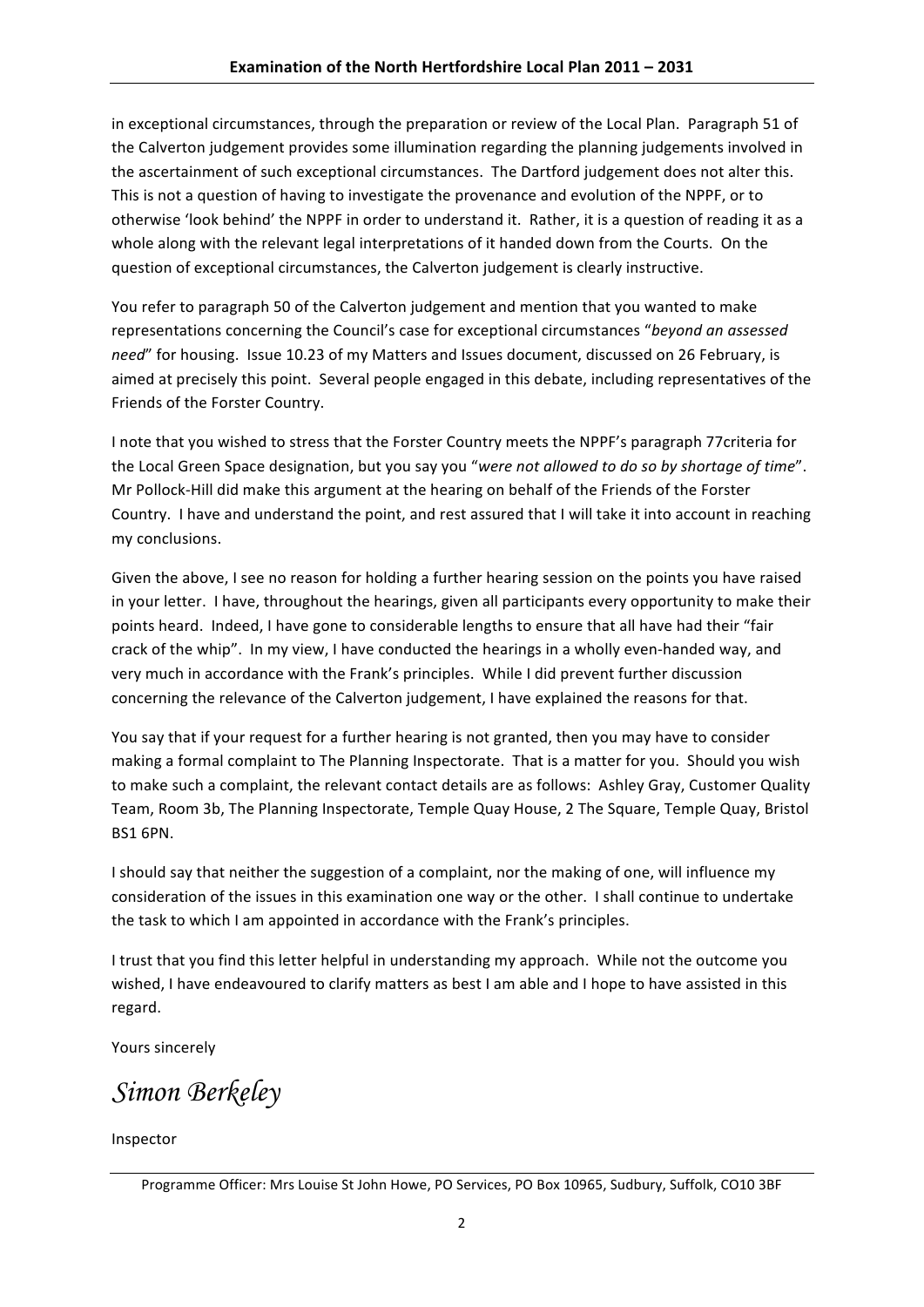in exceptional circumstances, through the preparation or review of the Local Plan. Paragraph 51 of the Calverton judgement provides some illumination regarding the planning judgements involved in the ascertainment of such exceptional circumstances. The Dartford judgement does not alter this. This is not a question of having to investigate the provenance and evolution of the NPPF, or to otherwise 'look behind' the NPPF in order to understand it. Rather, it is a question of reading it as a whole along with the relevant legal interpretations of it handed down from the Courts. On the question of exceptional circumstances, the Calverton judgement is clearly instructive.

You refer to paragraph 50 of the Calverton judgement and mention that you wanted to make representations concerning the Council's case for exceptional circumstances "*beyond an assessed need*" for housing. Issue 10.23 of my Matters and Issues document, discussed on 26 February, is aimed at precisely this point. Several people engaged in this debate, including representatives of the Friends of the Forster Country.

I note that you wished to stress that the Forster Country meets the NPPF's paragraph 77criteria for the Local Green Space designation, but you say you "*were not allowed to do so by shortage of time*". Mr Pollock-Hill did make this argument at the hearing on behalf of the Friends of the Forster Country. I have and understand the point, and rest assured that I will take it into account in reaching my conclusions.

Given the above, I see no reason for holding a further hearing session on the points you have raised in your letter. I have, throughout the hearings, given all participants every opportunity to make their points heard. Indeed, I have gone to considerable lengths to ensure that all have had their "fair crack of the whip". In my view, I have conducted the hearings in a wholly even-handed way, and very much in accordance with the Frank's principles. While I did prevent further discussion concerning the relevance of the Calverton judgement, I have explained the reasons for that.

You say that if your request for a further hearing is not granted, then you may have to consider making a formal complaint to The Planning Inspectorate. That is a matter for you. Should you wish to make such a complaint, the relevant contact details are as follows: Ashley Gray, Customer Quality Team, Room 3b, The Planning Inspectorate, Temple Quay House, 2 The Square, Temple Quay, Bristol BS1 6PN.

I should say that neither the suggestion of a complaint, nor the making of one, will influence my consideration of the issues in this examination one way or the other. I shall continue to undertake the task to which I am appointed in accordance with the Frank's principles.

I trust that you find this letter helpful in understanding my approach. While not the outcome you wished, I have endeavoured to clarify matters as best I am able and I hope to have assisted in this regard.

Yours sincerely

*Simon Berkeley*

Inspector